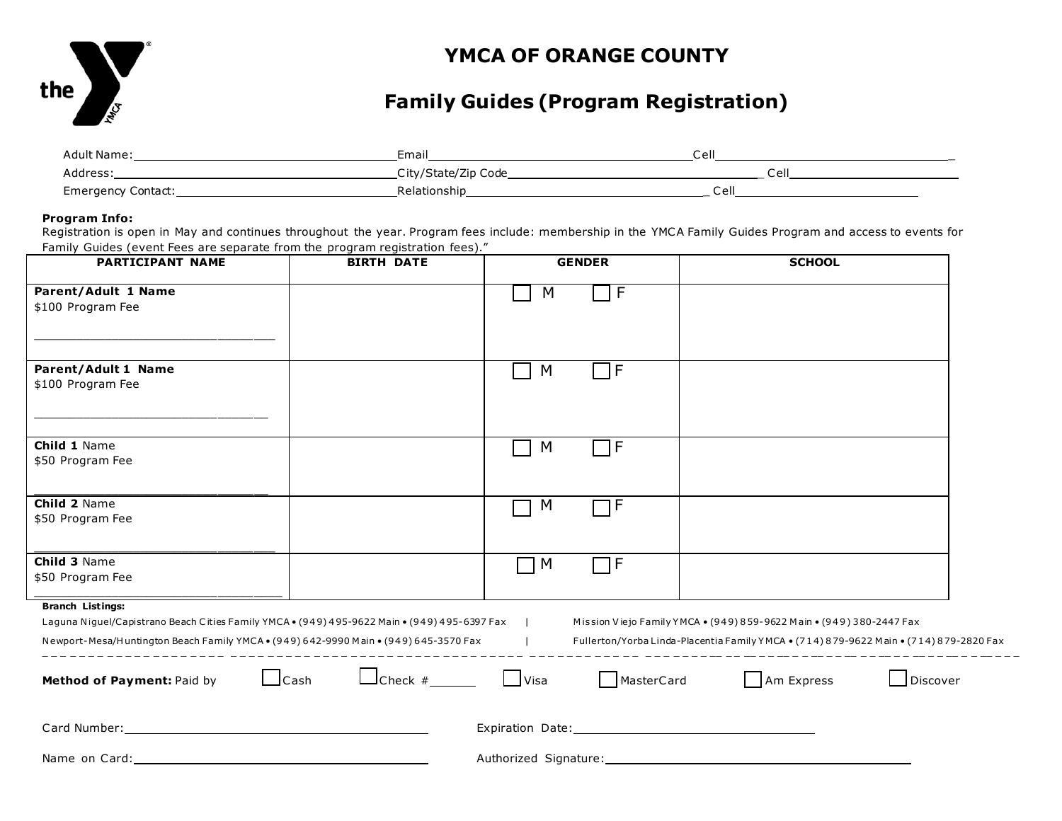# YMCA OF ORANGE COUNTY

## Family Guides (Program Registration)

Adult Name: ______________________ Email ______________________ Cell ______________________

Address: ______________________ City/State/Zip Code ______________________ Cell ______________________

Emergency Contact: ______________________ Relationship ______________________ Cell ______________________

**Program Info:**
Registration is open in May and continues throughout the year. Program fees include: membership in the YMCA Family Guides Program and access to events for Family Guides (event Fees are separate from the program registration fees)."

| PARTICIPANT NAME | BIRTH DATE | GENDER | SCHOOL |
|---|---|---|---|
| **Parent/Adult 1 Name** $100 Program Fee ______________________ | | ☐ M ☐ F | |
| **Parent/Adult 1 Name** $100 Program Fee ______________________ | | ☐ M ☐ F | |
| **Child 1** Name $50 Program Fee ______________________ | | ☐ M ☐ F | |
| **Child 2** Name $50 Program Fee ______________________ | | ☐ M ☐ F | |
| **Child 3** Name $50 Program Fee ______________________ | | ☐ M ☐ F | |

**Branch Listings:**

Laguna Niguel/Capistrano Beach Cities Family YMCA • (949) 495-9622 Main • (949) 495-6397 Fax | Mission Viejo Family YMCA • (949) 859-9622 Main • (949) 380-2447 Fax

Newport-Mesa/Huntington Beach Family YMCA • (949) 642-9990 Main • (949) 645-3570 Fax | Fullerton/Yorba Linda-Placentia Family YMCA • (714) 879-9622 Main • (714) 879-2820 Fax

---

**Method of Payment:** Paid by ☐ Cash ☐ Check # ______ ☐ Visa ☐ MasterCard ☐ Am Express ☐ Discover

Card Number: ______________________ Expiration Date: ______________________

Name on Card: ______________________ Authorized Signature: ______________________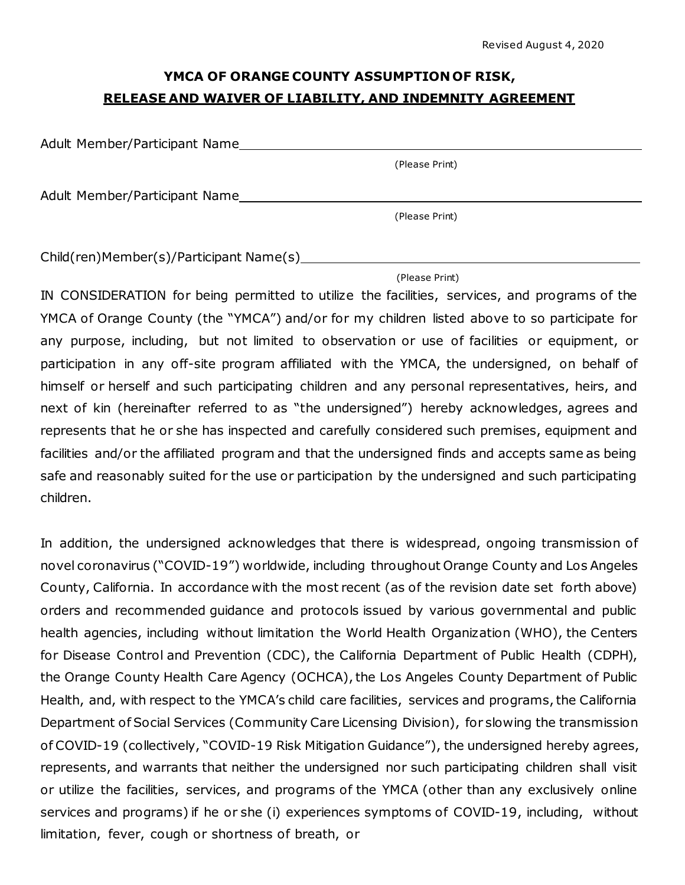Revised August 4, 2020

**YMCA OF ORANGE COUNTY ASSUMPTION OF RISK,**
**RELEASE AND WAIVER OF LIABILITY, AND INDEMNITY AGREEMENT**

Adult Member/Participant Name\_\_\_\_\_\_\_\_\_\_\_\_\_\_\_\_\_\_\_\_\_\_\_\_\_\_\_\_\_\_\_\_\_\_\_\_\_\_\_\_\_\_
(Please Print)

Adult Member/Participant Name\_\_\_\_\_\_\_\_\_\_\_\_\_\_\_\_\_\_\_\_\_\_\_\_\_\_\_\_\_\_\_\_\_\_\_\_\_\_\_\_\_\_
(Please Print)

Child(ren)Member(s)/Participant Name(s)\_\_\_\_\_\_\_\_\_\_\_\_\_\_\_\_\_\_\_\_\_\_\_\_\_\_\_\_\_\_\_\_\_\_\_\_
(Please Print)

IN CONSIDERATION for being permitted to utilize the facilities, services, and programs of the YMCA of Orange County (the "YMCA") and/or for my children listed above to so participate for any purpose, including, but not limited to observation or use of facilities or equipment, or participation in any off-site program affiliated with the YMCA, the undersigned, on behalf of himself or herself and such participating children and any personal representatives, heirs, and next of kin (hereinafter referred to as "the undersigned") hereby acknowledges, agrees and represents that he or she has inspected and carefully considered such premises, equipment and facilities and/or the affiliated program and that the undersigned finds and accepts same as being safe and reasonably suited for the use or participation by the undersigned and such participating children.

In addition, the undersigned acknowledges that there is widespread, ongoing transmission of novel coronavirus ("COVID-19") worldwide, including throughout Orange County and Los Angeles County, California. In accordance with the most recent (as of the revision date set forth above) orders and recommended guidance and protocols issued by various governmental and public health agencies, including without limitation the World Health Organization (WHO), the Centers for Disease Control and Prevention (CDC), the California Department of Public Health (CDPH), the Orange County Health Care Agency (OCHCA), the Los Angeles County Department of Public Health, and, with respect to the YMCA's child care facilities, services and programs, the California Department of Social Services (Community Care Licensing Division), for slowing the transmission of COVID-19 (collectively, "COVID-19 Risk Mitigation Guidance"), the undersigned hereby agrees, represents, and warrants that neither the undersigned nor such participating children shall visit or utilize the facilities, services, and programs of the YMCA (other than any exclusively online services and programs) if he or she (i) experiences symptoms of COVID-19, including, without limitation, fever, cough or shortness of breath, or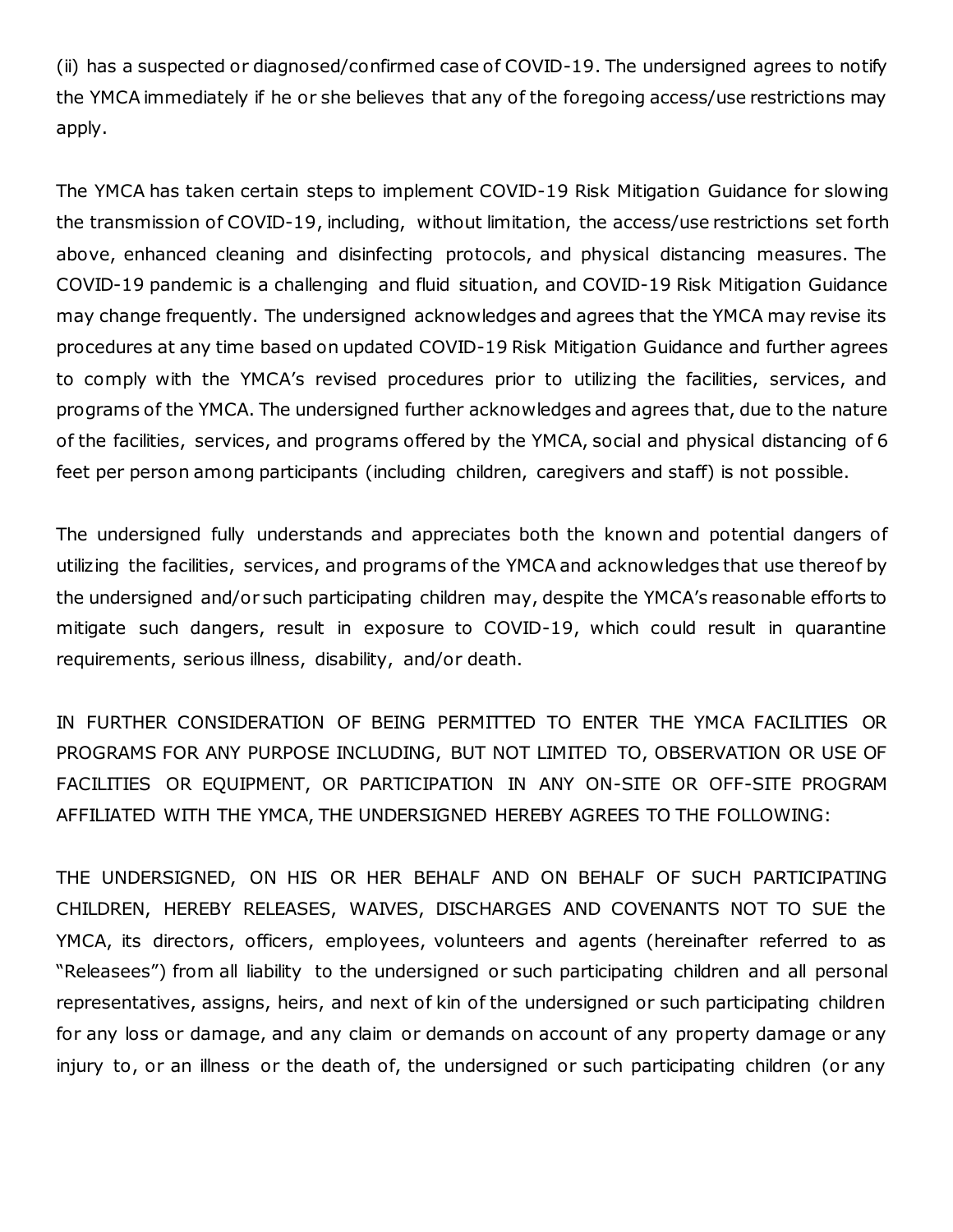(ii) has a suspected or diagnosed/confirmed case of COVID-19. The undersigned agrees to notify the YMCA immediately if he or she believes that any of the foregoing access/use restrictions may apply.

The YMCA has taken certain steps to implement COVID-19 Risk Mitigation Guidance for slowing the transmission of COVID-19, including, without limitation, the access/use restrictions set forth above, enhanced cleaning and disinfecting protocols, and physical distancing measures. The COVID-19 pandemic is a challenging and fluid situation, and COVID-19 Risk Mitigation Guidance may change frequently. The undersigned acknowledges and agrees that the YMCA may revise its procedures at any time based on updated COVID-19 Risk Mitigation Guidance and further agrees to comply with the YMCA's revised procedures prior to utilizing the facilities, services, and programs of the YMCA. The undersigned further acknowledges and agrees that, due to the nature of the facilities, services, and programs offered by the YMCA, social and physical distancing of 6 feet per person among participants (including children, caregivers and staff) is not possible.

The undersigned fully understands and appreciates both the known and potential dangers of utilizing the facilities, services, and programs of the YMCA and acknowledges that use thereof by the undersigned and/or such participating children may, despite the YMCA's reasonable efforts to mitigate such dangers, result in exposure to COVID-19, which could result in quarantine requirements, serious illness, disability, and/or death.

IN FURTHER CONSIDERATION OF BEING PERMITTED TO ENTER THE YMCA FACILITIES OR PROGRAMS FOR ANY PURPOSE INCLUDING, BUT NOT LIMITED TO, OBSERVATION OR USE OF FACILITIES OR EQUIPMENT, OR PARTICIPATION IN ANY ON-SITE OR OFF-SITE PROGRAM AFFILIATED WITH THE YMCA, THE UNDERSIGNED HEREBY AGREES TO THE FOLLOWING:

THE UNDERSIGNED, ON HIS OR HER BEHALF AND ON BEHALF OF SUCH PARTICIPATING CHILDREN, HEREBY RELEASES, WAIVES, DISCHARGES AND COVENANTS NOT TO SUE the YMCA, its directors, officers, employees, volunteers and agents (hereinafter referred to as "Releasees") from all liability to the undersigned or such participating children and all personal representatives, assigns, heirs, and next of kin of the undersigned or such participating children for any loss or damage, and any claim or demands on account of any property damage or any injury to, or an illness or the death of, the undersigned or such participating children (or any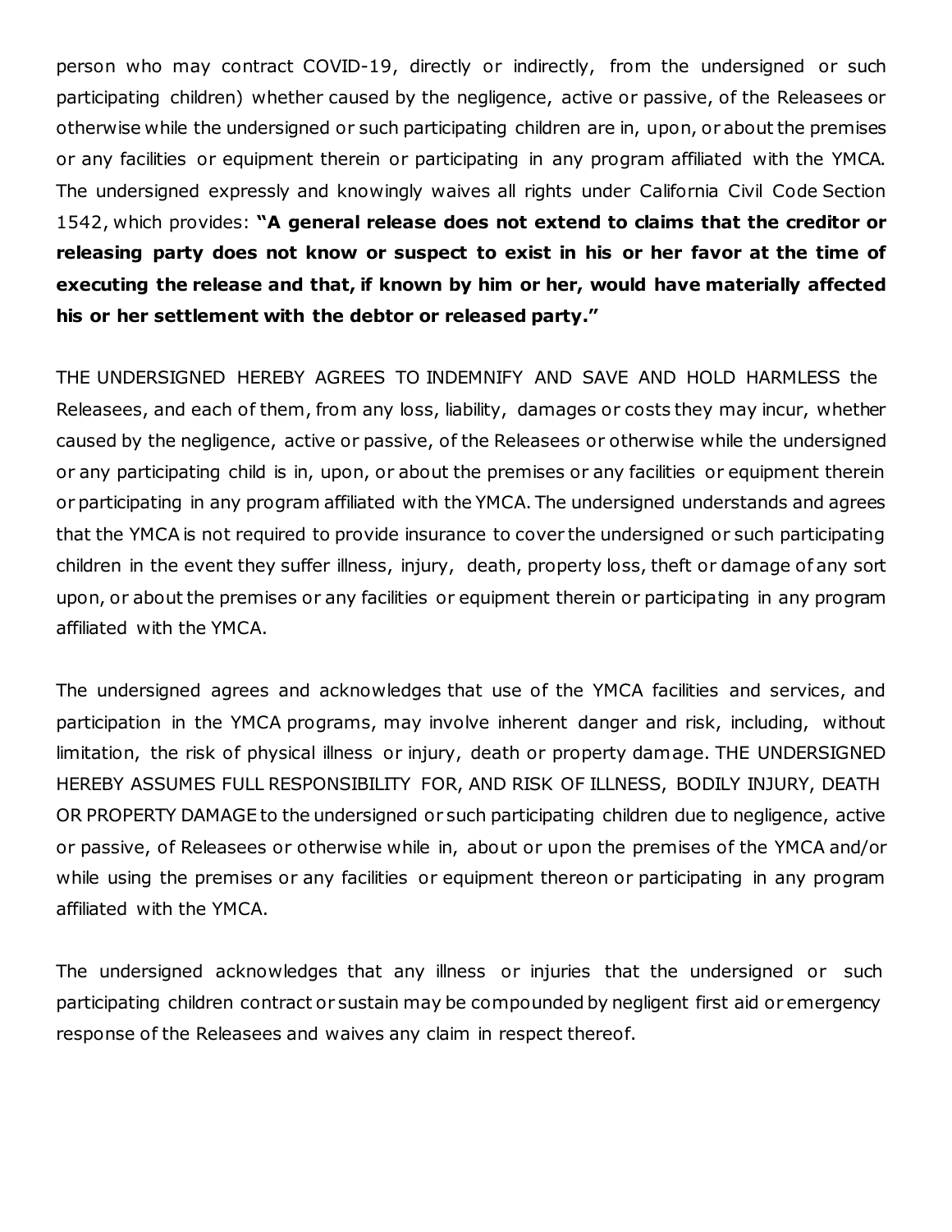person who may contract COVID-19, directly or indirectly, from the undersigned or such participating children) whether caused by the negligence, active or passive, of the Releasees or otherwise while the undersigned or such participating children are in, upon, or about the premises or any facilities or equipment therein or participating in any program affiliated with the YMCA. The undersigned expressly and knowingly waives all rights under California Civil Code Section 1542, which provides: **"A general release does not extend to claims that the creditor or releasing party does not know or suspect to exist in his or her favor at the time of executing the release and that, if known by him or her, would have materially affected his or her settlement with the debtor or released party."**

THE UNDERSIGNED HEREBY AGREES TO INDEMNIFY AND SAVE AND HOLD HARMLESS the Releasees, and each of them, from any loss, liability, damages or costs they may incur, whether caused by the negligence, active or passive, of the Releasees or otherwise while the undersigned or any participating child is in, upon, or about the premises or any facilities or equipment therein or participating in any program affiliated with the YMCA. The undersigned understands and agrees that the YMCA is not required to provide insurance to cover the undersigned or such participating children in the event they suffer illness, injury, death, property loss, theft or damage of any sort upon, or about the premises or any facilities or equipment therein or participating in any program affiliated with the YMCA.

The undersigned agrees and acknowledges that use of the YMCA facilities and services, and participation in the YMCA programs, may involve inherent danger and risk, including, without limitation, the risk of physical illness or injury, death or property damage. THE UNDERSIGNED HEREBY ASSUMES FULL RESPONSIBILITY FOR, AND RISK OF ILLNESS, BODILY INJURY, DEATH OR PROPERTY DAMAGE to the undersigned or such participating children due to negligence, active or passive, of Releasees or otherwise while in, about or upon the premises of the YMCA and/or while using the premises or any facilities or equipment thereon or participating in any program affiliated with the YMCA.

The undersigned acknowledges that any illness or injuries that the undersigned or such participating children contract or sustain may be compounded by negligent first aid or emergency response of the Releasees and waives any claim in respect thereof.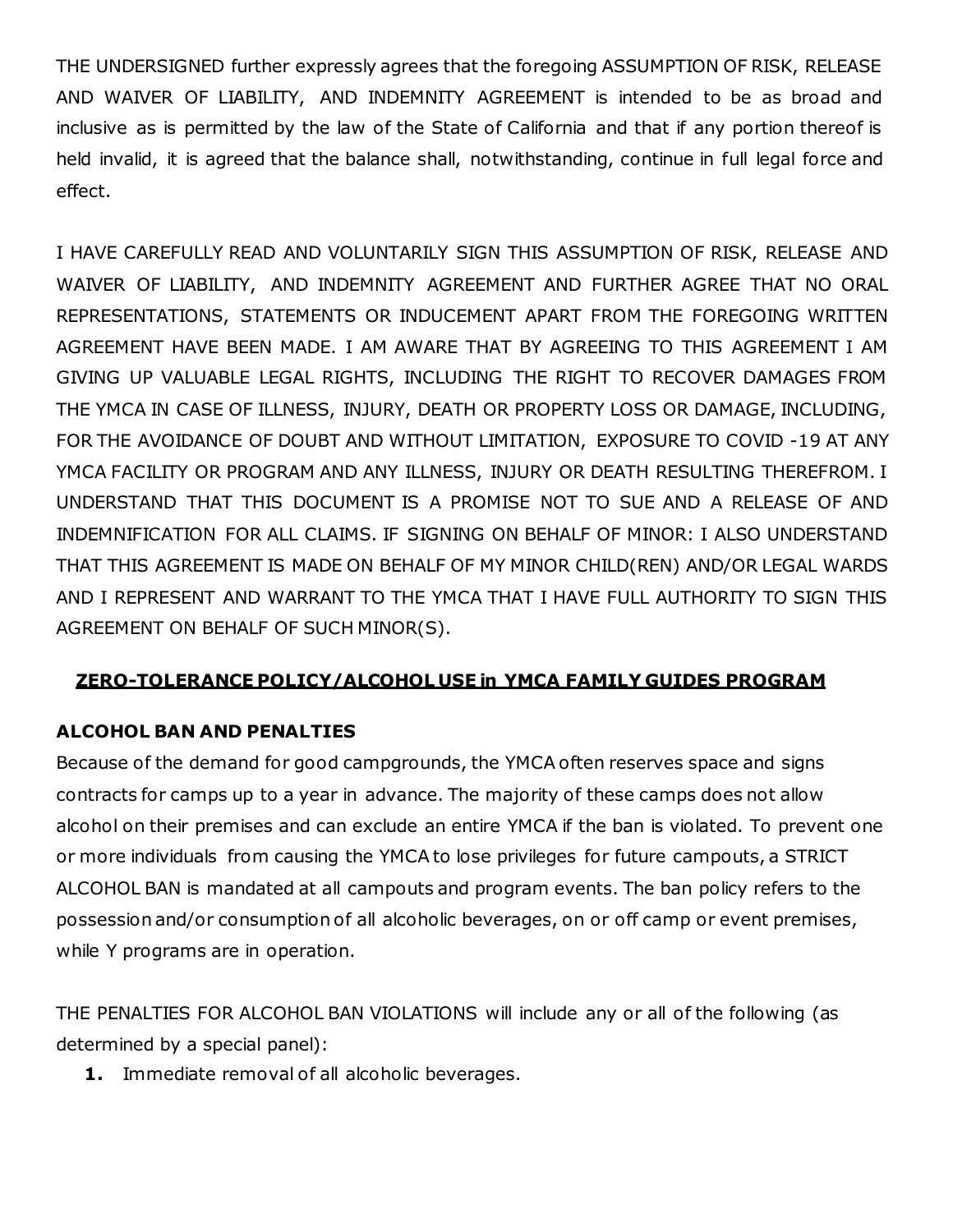THE UNDERSIGNED further expressly agrees that the foregoing ASSUMPTION OF RISK, RELEASE AND WAIVER OF LIABILITY, AND INDEMNITY AGREEMENT is intended to be as broad and inclusive as is permitted by the law of the State of California and that if any portion thereof is held invalid, it is agreed that the balance shall, notwithstanding, continue in full legal force and effect.

I HAVE CAREFULLY READ AND VOLUNTARILY SIGN THIS ASSUMPTION OF RISK, RELEASE AND WAIVER OF LIABILITY, AND INDEMNITY AGREEMENT AND FURTHER AGREE THAT NO ORAL REPRESENTATIONS, STATEMENTS OR INDUCEMENT APART FROM THE FOREGOING WRITTEN AGREEMENT HAVE BEEN MADE. I AM AWARE THAT BY AGREEING TO THIS AGREEMENT I AM GIVING UP VALUABLE LEGAL RIGHTS, INCLUDING THE RIGHT TO RECOVER DAMAGES FROM THE YMCA IN CASE OF ILLNESS, INJURY, DEATH OR PROPERTY LOSS OR DAMAGE, INCLUDING, FOR THE AVOIDANCE OF DOUBT AND WITHOUT LIMITATION, EXPOSURE TO COVID -19 AT ANY YMCA FACILITY OR PROGRAM AND ANY ILLNESS, INJURY OR DEATH RESULTING THEREFROM. I UNDERSTAND THAT THIS DOCUMENT IS A PROMISE NOT TO SUE AND A RELEASE OF AND INDEMNIFICATION FOR ALL CLAIMS. IF SIGNING ON BEHALF OF MINOR: I ALSO UNDERSTAND THAT THIS AGREEMENT IS MADE ON BEHALF OF MY MINOR CHILD(REN) AND/OR LEGAL WARDS AND I REPRESENT AND WARRANT TO THE YMCA THAT I HAVE FULL AUTHORITY TO SIGN THIS AGREEMENT ON BEHALF OF SUCH MINOR(S).

## ZERO-TOLERANCE POLICY/ALCOHOL USE in YMCA FAMILY GUIDES PROGRAM

### ALCOHOL BAN AND PENALTIES

Because of the demand for good campgrounds, the YMCA often reserves space and signs contracts for camps up to a year in advance. The majority of these camps does not allow alcohol on their premises and can exclude an entire YMCA if the ban is violated. To prevent one or more individuals from causing the YMCA to lose privileges for future campouts, a STRICT ALCOHOL BAN is mandated at all campouts and program events. The ban policy refers to the possession and/or consumption of all alcoholic beverages, on or off camp or event premises, while Y programs are in operation.

THE PENALTIES FOR ALCOHOL BAN VIOLATIONS will include any or all of the following (as determined by a special panel):

1. Immediate removal of all alcoholic beverages.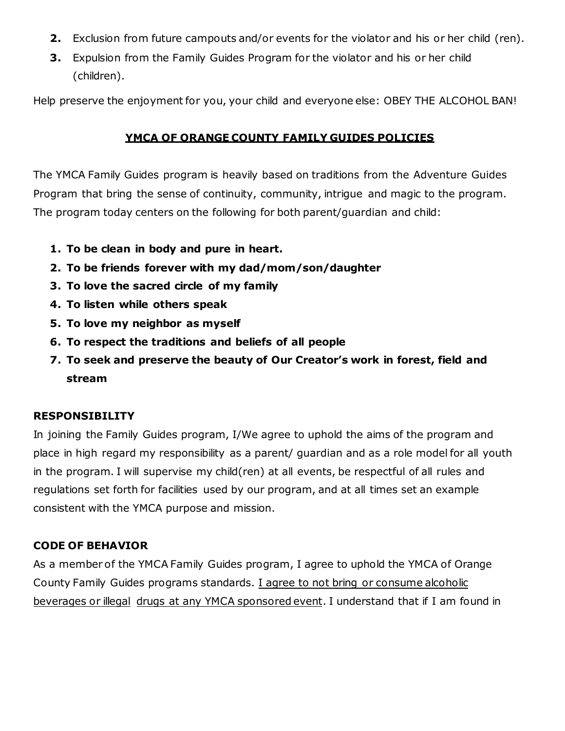2. Exclusion from future campouts and/or events for the violator and his or her child (ren).
3. Expulsion from the Family Guides Program for the violator and his or her child (children).

Help preserve the enjoyment for you, your child and everyone else: OBEY THE ALCOHOL BAN!

## YMCA OF ORANGE COUNTY FAMILY GUIDES POLICIES

The YMCA Family Guides program is heavily based on traditions from the Adventure Guides Program that bring the sense of continuity, community, intrigue and magic to the program. The program today centers on the following for both parent/guardian and child:

1. **To be clean in body and pure in heart.**
2. **To be friends forever with my dad/mom/son/daughter**
3. **To love the sacred circle of my family**
4. **To listen while others speak**
5. **To love my neighbor as myself**
6. **To respect the traditions and beliefs of all people**
7. **To seek and preserve the beauty of Our Creator's work in forest, field and stream**

### RESPONSIBILITY

In joining the Family Guides program, I/We agree to uphold the aims of the program and place in high regard my responsibility as a parent/ guardian and as a role model for all youth in the program. I will supervise my child(ren) at all events, be respectful of all rules and regulations set forth for facilities used by our program, and at all times set an example consistent with the YMCA purpose and mission.

### CODE OF BEHAVIOR

As a member of the YMCA Family Guides program, I agree to uphold the YMCA of Orange County Family Guides programs standards. I agree to not bring or consume alcoholic beverages or illegal drugs at any YMCA sponsored event. I understand that if I am found in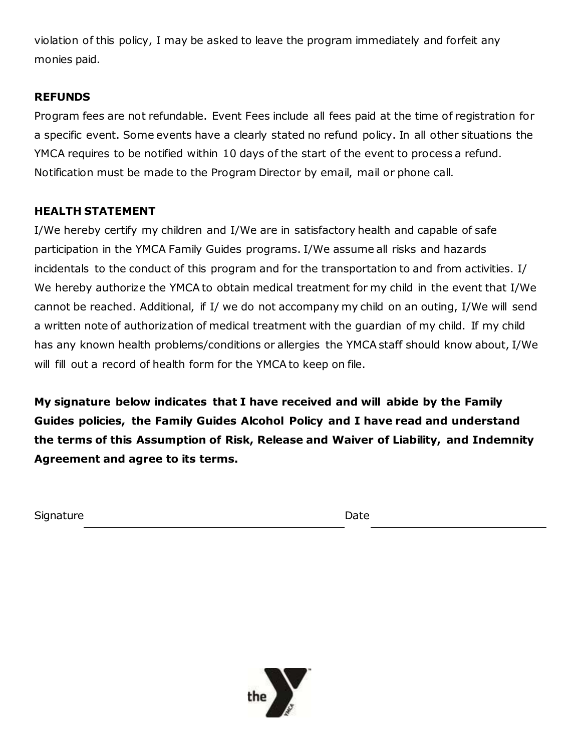violation of this policy, I may be asked to leave the program immediately and forfeit any monies paid.

**REFUNDS**

Program fees are not refundable. Event Fees include all fees paid at the time of registration for a specific event. Some events have a clearly stated no refund policy. In all other situations the YMCA requires to be notified within 10 days of the start of the event to process a refund. Notification must be made to the Program Director by email, mail or phone call.

**HEALTH STATEMENT**

I/We hereby certify my children and I/We are in satisfactory health and capable of safe participation in the YMCA Family Guides programs. I/We assume all risks and hazards incidentals to the conduct of this program and for the transportation to and from activities. I/ We hereby authorize the YMCA to obtain medical treatment for my child in the event that I/We cannot be reached. Additional, if I/ we do not accompany my child on an outing, I/We will send a written note of authorization of medical treatment with the guardian of my child. If my child has any known health problems/conditions or allergies the YMCA staff should know about, I/We will fill out a record of health form for the YMCA to keep on file.

**My signature below indicates that I have received and will abide by the Family Guides policies, the Family Guides Alcohol Policy and I have read and understand the terms of this Assumption of Risk, Release and Waiver of Liability, and Indemnity Agreement and agree to its terms.**

Signature ______________________________ Date ____________________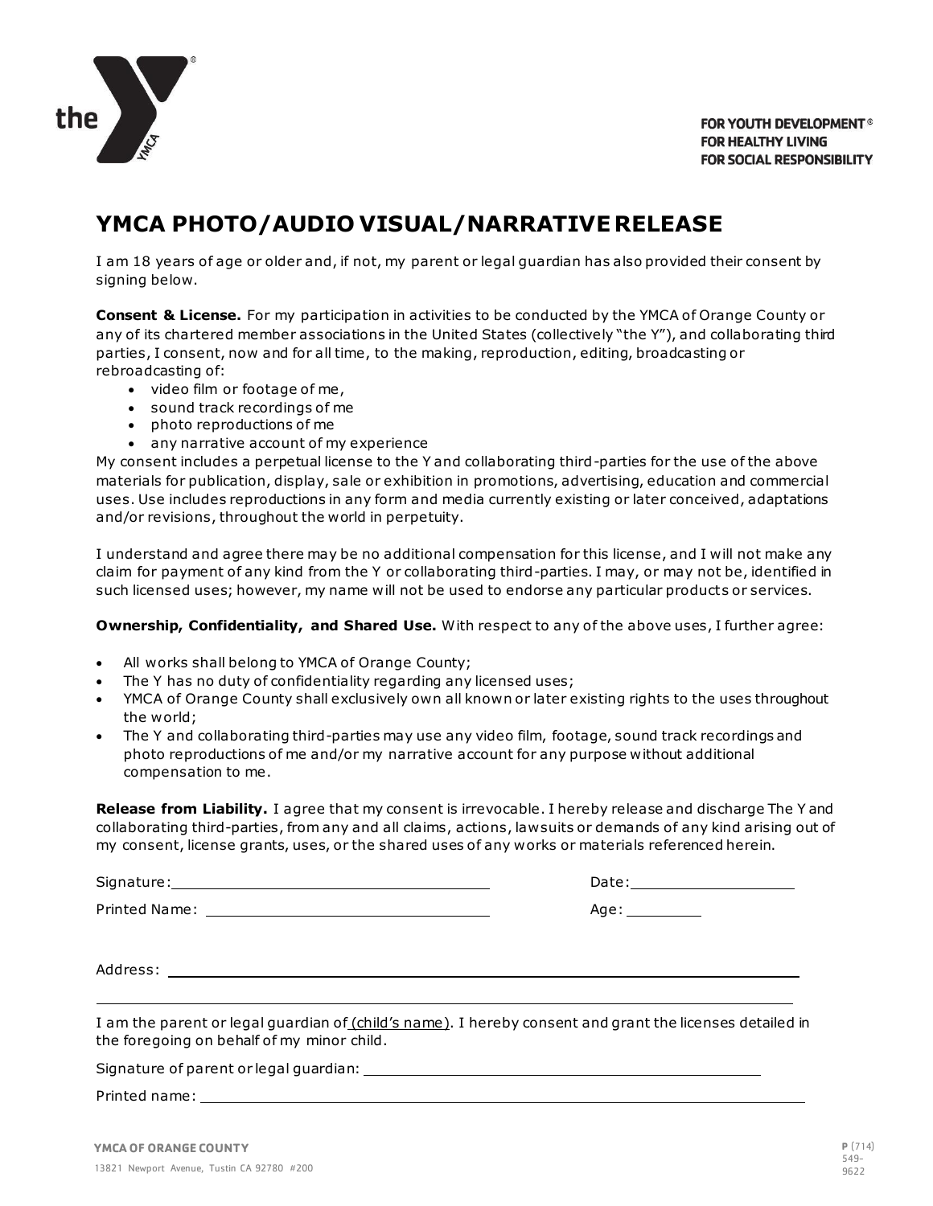FOR YOUTH DEVELOPMENT®
FOR HEALTHY LIVING
FOR SOCIAL RESPONSIBILITY

# YMCA PHOTO/AUDIO VISUAL/NARRATIVE RELEASE

I am 18 years of age or older and, if not, my parent or legal guardian has also provided their consent by signing below.

**Consent & License.** For my participation in activities to be conducted by the YMCA of Orange County or any of its chartered member associations in the United States (collectively "the Y"), and collaborating third parties, I consent, now and for all time, to the making, reproduction, editing, broadcasting or rebroadcasting of:

- video film or footage of me,
- sound track recordings of me
- photo reproductions of me
- any narrative account of my experience

My consent includes a perpetual license to the Y and collaborating third-parties for the use of the above materials for publication, display, sale or exhibition in promotions, advertising, education and commercial uses. Use includes reproductions in any form and media currently existing or later conceived, adaptations and/or revisions, throughout the world in perpetuity.

I understand and agree there may be no additional compensation for this license, and I will not make any claim for payment of any kind from the Y or collaborating third-parties. I may, or may not be, identified in such licensed uses; however, my name will not be used to endorse any particular products or services.

**Ownership, Confidentiality, and Shared Use.** With respect to any of the above uses, I further agree:

- All works shall belong to YMCA of Orange County;
- The Y has no duty of confidentiality regarding any licensed uses;
- YMCA of Orange County shall exclusively own all known or later existing rights to the uses throughout the world;
- The Y and collaborating third-parties may use any video film, footage, sound track recordings and photo reproductions of me and/or my narrative account for any purpose without additional compensation to me.

**Release from Liability.** I agree that my consent is irrevocable. I hereby release and discharge The Y and collaborating third-parties, from any and all claims, actions, lawsuits or demands of any kind arising out of my consent, license grants, uses, or the shared uses of any works or materials referenced herein.

Signature: ______________________________ Date: ____________________

Printed Name: ______________________________ Age: __________

Address: ____________________________________________________________

____________________________________________________________

I am the parent or legal guardian of (child's name). I hereby consent and grant the licenses detailed in the foregoing on behalf of my minor child.

Signature of parent or legal guardian: ______________________________

Printed name: ____________________________________________________________

**YMCA OF ORANGE COUNTY**
13821 Newport Avenue, Tustin CA 92780 #200

**P** (714) 549-9622